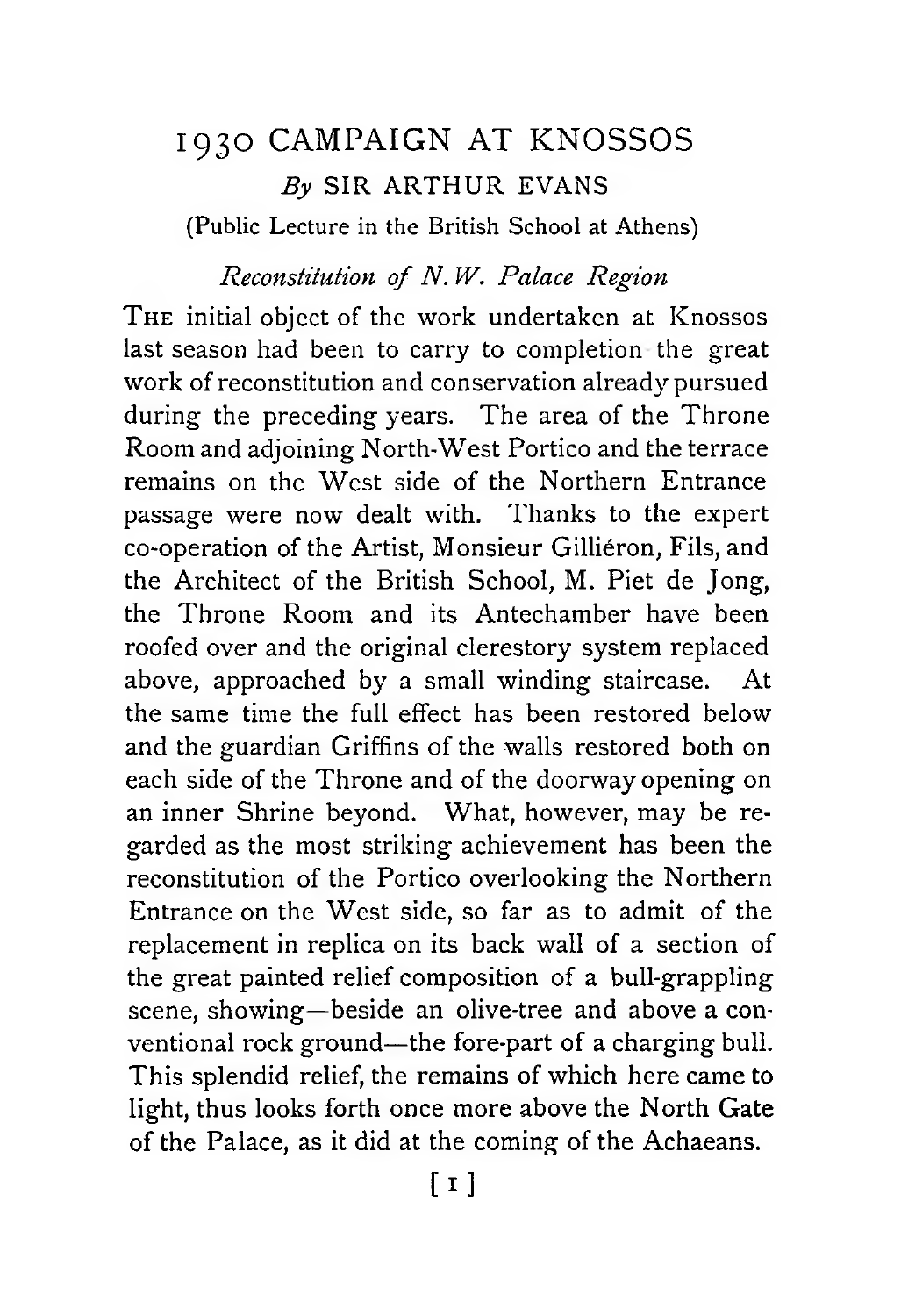# 1930 CAMPAIGN AT KNOSSOS

*By* SIR ARTHUR EVANS

(Public Lecture in the British School at Athens)

## *Reconstitution of N.W. Palace Region*

THE initial object of the work undertaken at Knossos last season had been to carry to completion the great work of reconstitution and conservation already pursued during the preceding years. The area of the Throne Room and adjoining North-West Portico and the terrace remains on the West side of the Northern Entrance passage were now dealt with. Thanks to the expert co-operation of the Artist, Monsieur Gilliéron, Fils, and the Architect of the British School, M. Piet de Jong, the Throne Room and its Antechamber have been roofed over and the original clerestory system replaced above, approached by a small winding staircase. At the same time the full effect has been restored below and the guardian Griffins of the walls restored both on each side of the Throne and of the doorway opening on an inner Shrine beyond. What, however, may be regarded as the most striking achievement has been the reconstitution of the Portico overlooking the Northern Entrance on the West side, so far as to admit of the replacement in replica on its back wall of a section of the great painted relief composition of a bull-grappling scene, showing—beside an olive-tree and above a conventional rock ground—the fore-part of a charging bull. This splendid relief, the remains of which here came to light, thus looks forth once more above the North Gate of the Palace, as it did at the coming of the Achaeans.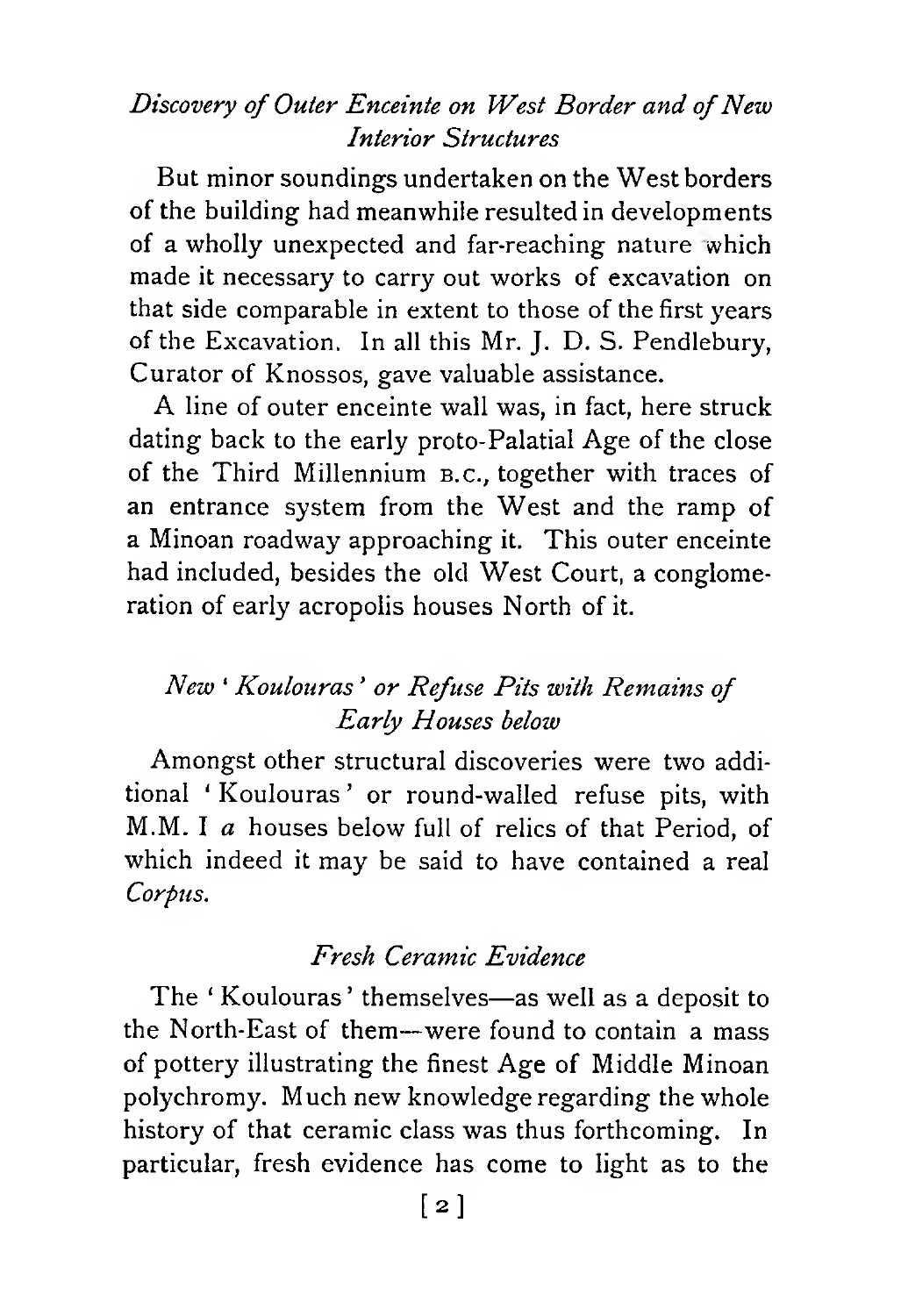*Discovery of Outer Enceinte on West Border and of New Interior Structures*

But minor soundings undertaken on the West borders of the building had meanwhile resulted in developments of a wholly unexpected and far-reaching nature which made it necessary to carry out works of excavation on that side comparable in extent to those of the first years of the Excavation. In all this Mr. J. D. S. Pendlebury, Curator of Knossos, gave valuable assistance.

A line of outer enceinte wall was, in fact, here struck dating back to the early proto-Palatial Age of the close of the Third Millennium B.C., together with traces of an entrance system from the West and the ramp of a Minoan roadway approaching it. This outer enceinte had included, besides the old West Court, a conglomeration of early acropolis houses North of it.

*New 'Koulouras' or Refuse Pits with Remains of Early Houses below*

Amongst other structural discoveries were two additional 'Koulouras' or round-walled refuse pits, with M.M. I *a* houses below full of relics of that Period, of which indeed it may be said to have contained a real *Corpus.*

*Fresh Ceramic Evidence*

The 'Koulouras' themselves—as well as a deposit to the North-East of them—were found to contain a mass of pottery illustrating the finest Age of Middle Minoan polychromy. Much new knowledge regarding the whole history of that ceramic class was thus forthcoming. In particular, fresh evidence has come to light as to the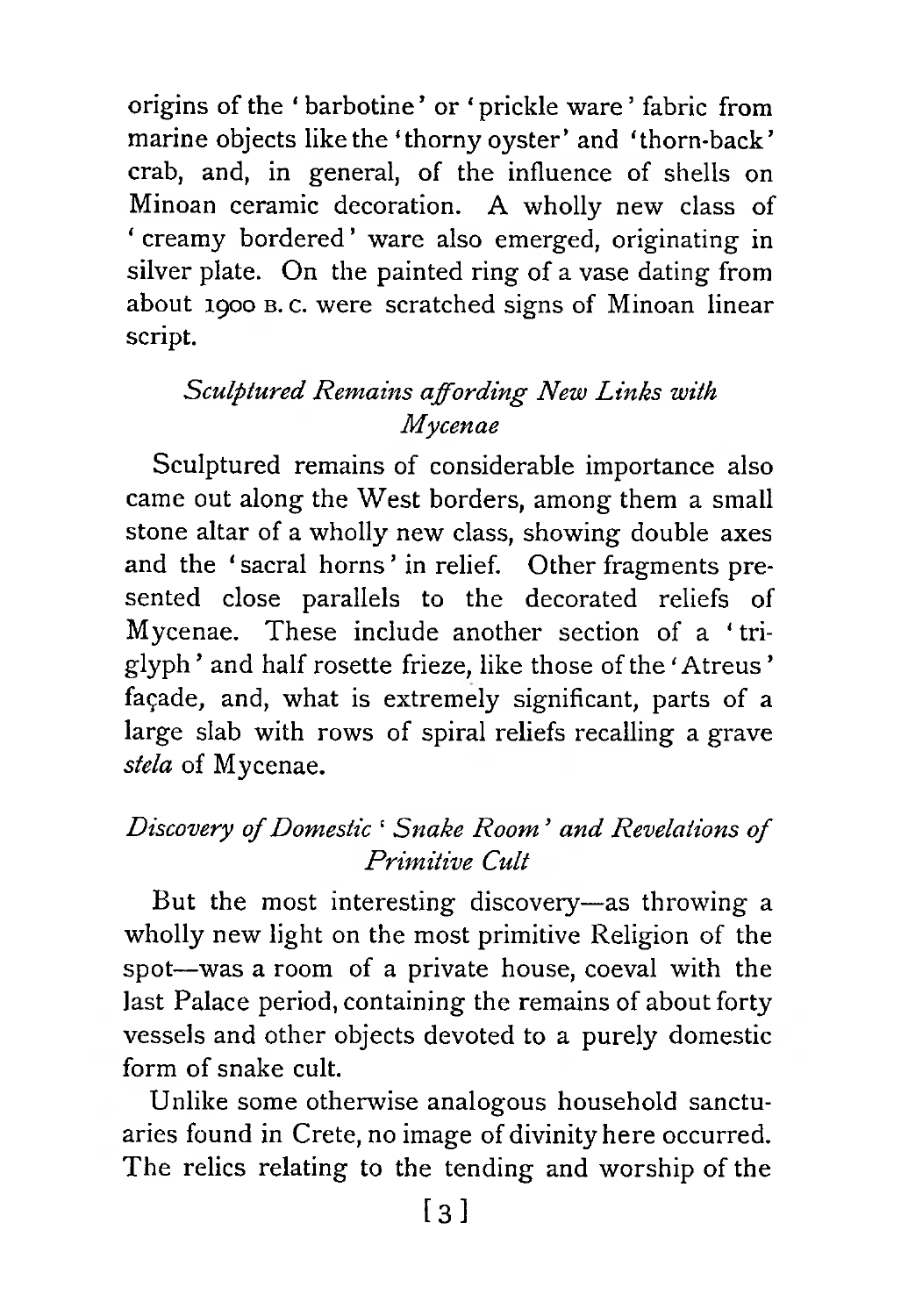origins of the 'barbotine' or 'prickle ware' fabric from marine objects like the 'thorny oyster' and 'thorn-back' crab, and, in general, of the influence of shells on Minoan ceramic decoration. A wholly new class of 'creamy bordered' ware also emerged, originating in silver plate. On the painted ring of a vase dating from about 1900 B.C. were scratched signs of Minoan linear script.

### *Sculptured Remains affording New Links with Mycenae*

Sculptured remains of considerable importance also came out along the West borders, among them a small stone altar of a wholly new class, showing double axes and the 'sacral horns' in relief. Other fragments presented close parallels to the decorated reliefs of Mycenae. These include another section of a 'triglyph' and half rosette frieze, like those of the 'Atreus' façade, and, what is extremely significant, parts of a large slab with rows of spiral reliefs recalling a grave *stela* of Mycenae.

### *Discovery of Domestic 'Snake Room' and Revelations of Primitive Cult*

But the most interesting discovery—as throwing a wholly new light on the most primitive Religion of the spot—was a room of a private house, coeval with the last Palace period, containing the remains of about forty vessels and other objects devoted to a purely domestic form of snake cult.

Unlike some otherwise analogous household sanctuaries found in Crete, no image of divinity here occurred. The relics relating to the tending and worship of the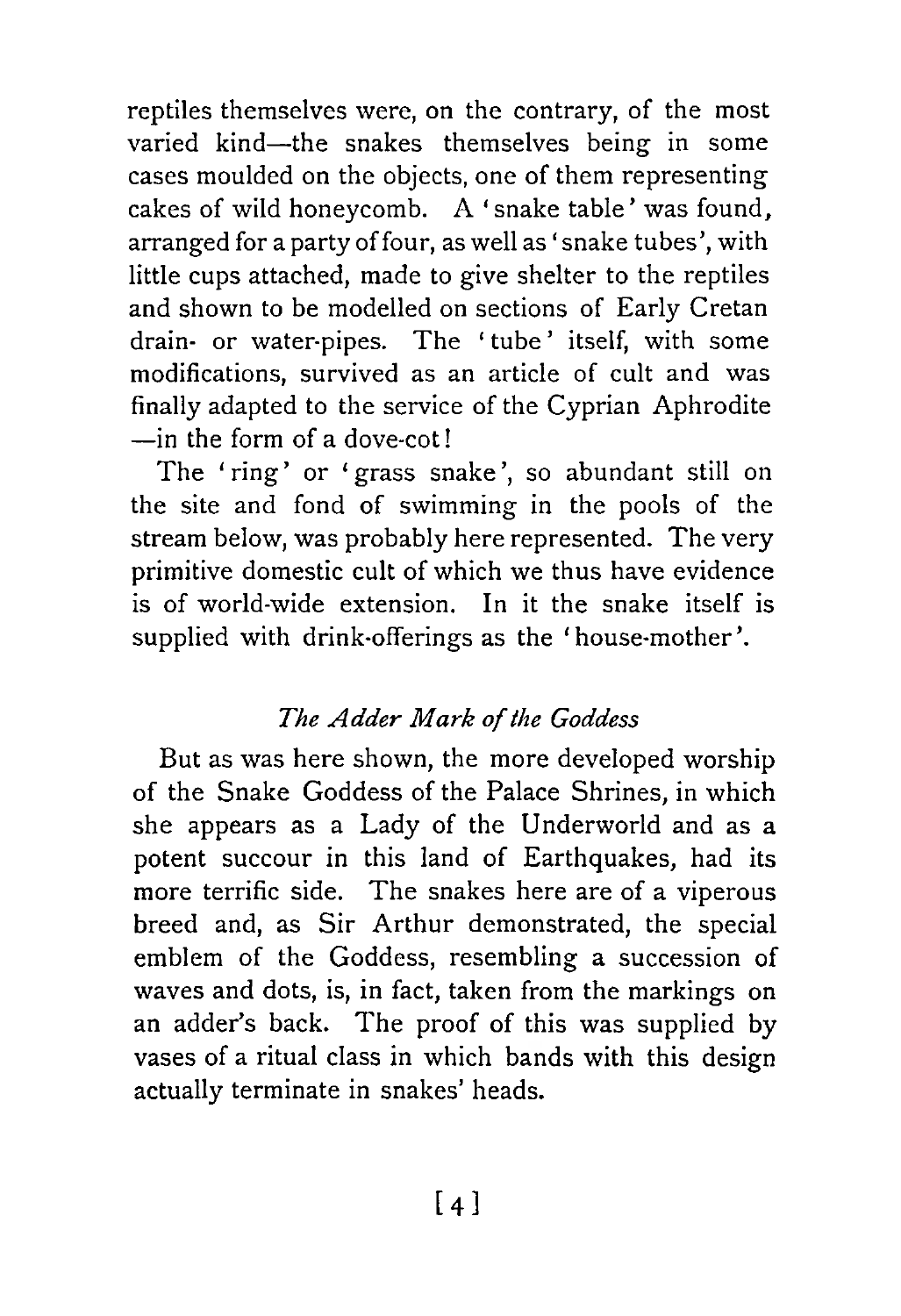reptiles themselves were, on the contrary, of the most varied kind—the snakes themselves being in some cases moulded on the objects, one of them representing cakes of wild honeycomb. A 'snake table' was found, arranged for a party of four, as well as 'snake tubes', with little cups attached, made to give shelter to the reptiles and shown to be modelled on sections of Early Cretan drain- or water-pipes. The 'tube' itself, with some modifications, survived as an article of cult and was finally adapted to the service of the Cyprian Aphrodite —in the form of a dove-cot!

The 'ring' or 'grass snake', so abundant still on the site and fond of swimming in the pools of the stream below, was probably here represented. The very primitive domestic cult of which we thus have evidence is of world-wide extension. In it the snake itself is supplied with drink-offerings as the 'house-mother'.

### *The Adder Mark of the Goddess*

But as was here shown, the more developed worship of the Snake Goddess of the Palace Shrines, in which she appears as a Lady of the Underworld and as a potent succour in this land of Earthquakes, had its more terrific side. The snakes here are of a viperous breed and, as Sir Arthur demonstrated, the special emblem of the Goddess, resembling a succession of waves and dots, is, in fact, taken from the markings on an adder's back. The proof of this was supplied by vases of a ritual class in which bands with this design actually terminate in snakes' heads.